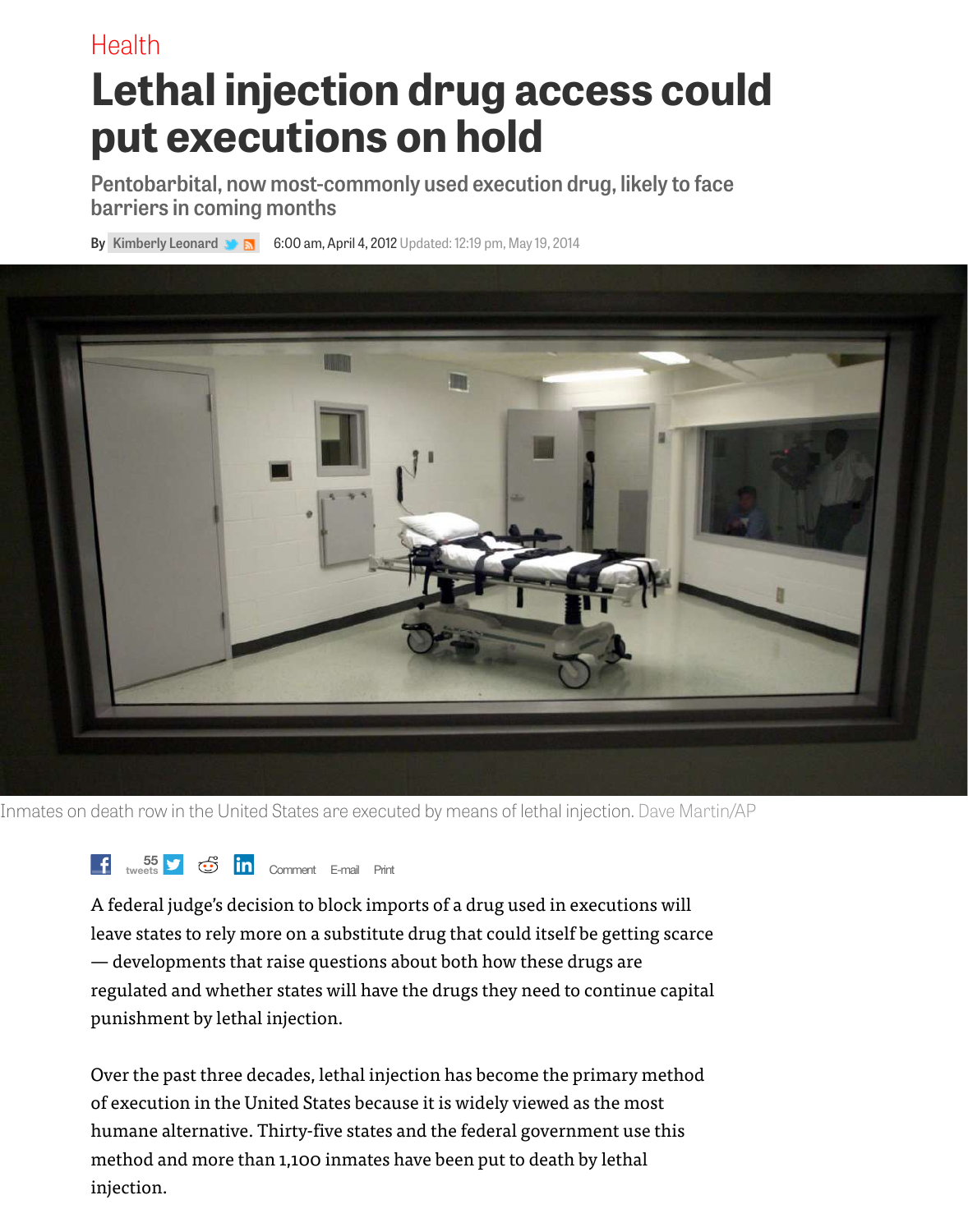Health

# Lethal injection drug access could put executions on hold

## Pentobarbital, now most-commonly used execution drug, likely to face barriers in coming months

By Kimberly Leonard 6:00 am, April 4, 2012 Updated: 12:19 pm, May 19, 2014

Inmates on death row in the United States are executed by means of lethal injection. Dave Martin/AP

55 tweets Comment E-mail Print

A federal judge's decision to block imports of a drug used in executions will leave states to rely more on a substitute drug that could itself be getting scarce — developments that raise questions about both how these drugs are regulated and whether states will have the drugs they need to continue capital punishment by lethal injection.

Over the past three decades, lethal injection has become the primary method of execution in the United States because it is widely viewed as the most humane alternative. Thirty-five states and the federal government use this method and more than 1,100 inmates have been put to death by lethal injection.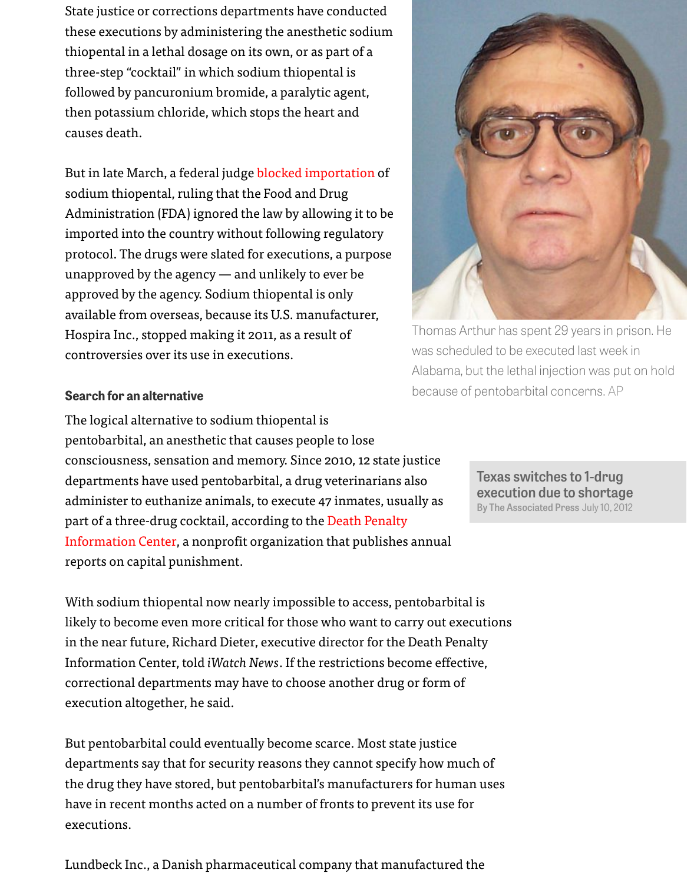State justice or corrections departments have conducted these executions by administering the anesthetic sodium thiopental in a lethal dosage on its own, or as part of a three-step "cocktail" in which sodium thiopental is followed by pancuronium bromide, a paralytic agent, then potassium chloride, which stops the heart and causes death.

But in late March, a federal judge blocked importation of sodium thiopental, ruling that the Food and Drug Administration (FDA) ignored the law by allowing it to be imported into the country without following regulatory protocol. The drugs were slated for executions, a purpose unapproved by the agency — and unlikely to ever be approved by the agency. Sodium thiopental is only available from overseas, because its U.S. manufacturer, Hospira Inc., stopped making it 2011, as a result of controversies over its use in executions.

Thomas Arthur has spent 29 years in prison. He was scheduled to be executed last week in Alabama, but the lethal injection was put on hold because of pentobarbital concerns. AP

**Search for an alternative**

The logical alternative to sodium thiopental is pentobarbital, an anesthetic that causes people to lose consciousness, sensation and memory. Since 2010, 12 state justice departments have used pentobarbital, a drug veterinarians also administer to euthanize animals, to execute 47 inmates, usually as part of a three-drug cocktail, according to the Death Penalty Information Center, a nonprofit organization that publishes annual reports on capital punishment.

**Texas switches to 1-drug execution due to shortage**
By The Associated Press July 10, 2012

With sodium thiopental now nearly impossible to access, pentobarbital is likely to become even more critical for those who want to carry out executions in the near future, Richard Dieter, executive director for the Death Penalty Information Center, told *iWatch News*. If the restrictions become effective, correctional departments may have to choose another drug or form of execution altogether, he said.

But pentobarbital could eventually become scarce. Most state justice departments say that for security reasons they cannot specify how much of the drug they have stored, but pentobarbital's manufacturers for human uses have in recent months acted on a number of fronts to prevent its use for executions.

Lundbeck Inc., a Danish pharmaceutical company that manufactured the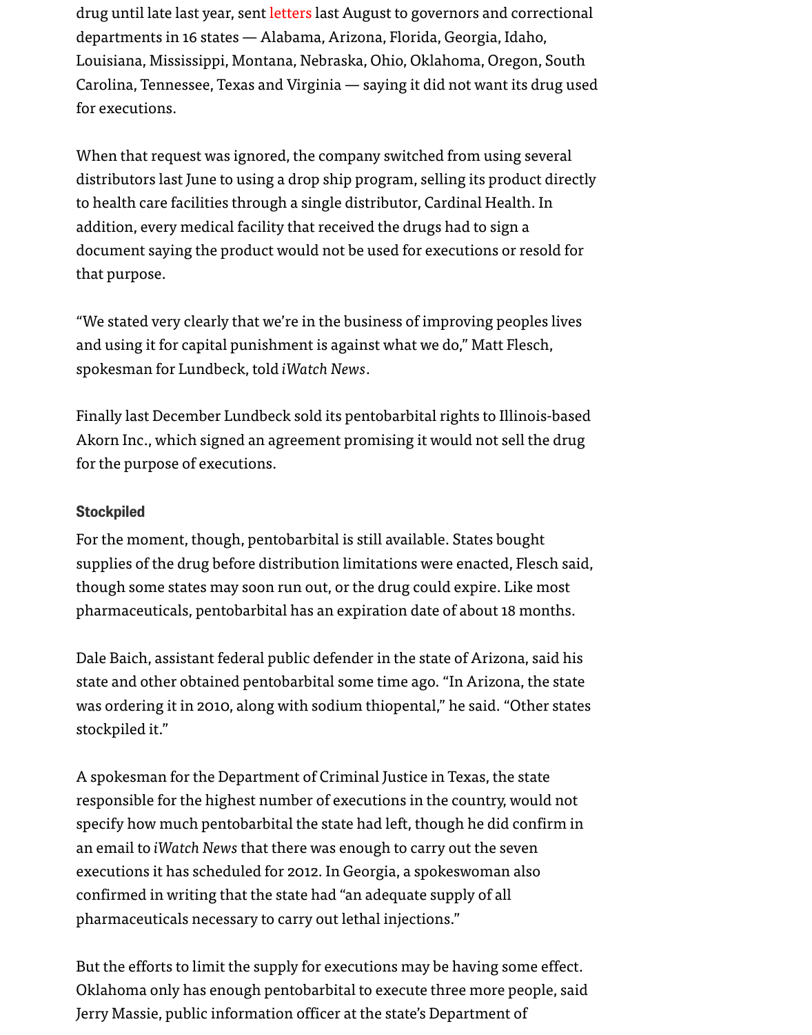drug until late last year, sent letters last August to governors and correctional departments in 16 states — Alabama, Arizona, Florida, Georgia, Idaho, Louisiana, Mississippi, Montana, Nebraska, Ohio, Oklahoma, Oregon, South Carolina, Tennessee, Texas and Virginia — saying it did not want its drug used for executions.

When that request was ignored, the company switched from using several distributors last June to using a drop ship program, selling its product directly to health care facilities through a single distributor, Cardinal Health. In addition, every medical facility that received the drugs had to sign a document saying the product would not be used for executions or resold for that purpose.

“We stated very clearly that we’re in the business of improving peoples lives and using it for capital punishment is against what we do,” Matt Flesch, spokesman for Lundbeck, told *iWatch News*.

Finally last December Lundbeck sold its pentobarbital rights to Illinois-based Akorn Inc., which signed an agreement promising it would not sell the drug for the purpose of executions.

**Stockpiled**

For the moment, though, pentobarbital is still available. States bought supplies of the drug before distribution limitations were enacted, Flesch said, though some states may soon run out, or the drug could expire. Like most pharmaceuticals, pentobarbital has an expiration date of about 18 months.

Dale Baich, assistant federal public defender in the state of Arizona, said his state and other obtained pentobarbital some time ago. “In Arizona, the state was ordering it in 2010, along with sodium thiopental,” he said. “Other states stockpiled it.”

A spokesman for the Department of Criminal Justice in Texas, the state responsible for the highest number of executions in the country, would not specify how much pentobarbital the state had left, though he did confirm in an email to *iWatch News* that there was enough to carry out the seven executions it has scheduled for 2012. In Georgia, a spokeswoman also confirmed in writing that the state had “an adequate supply of all pharmaceuticals necessary to carry out lethal injections.”

But the efforts to limit the supply for executions may be having some effect. Oklahoma only has enough pentobarbital to execute three more people, said Jerry Massie, public information officer at the state’s Department of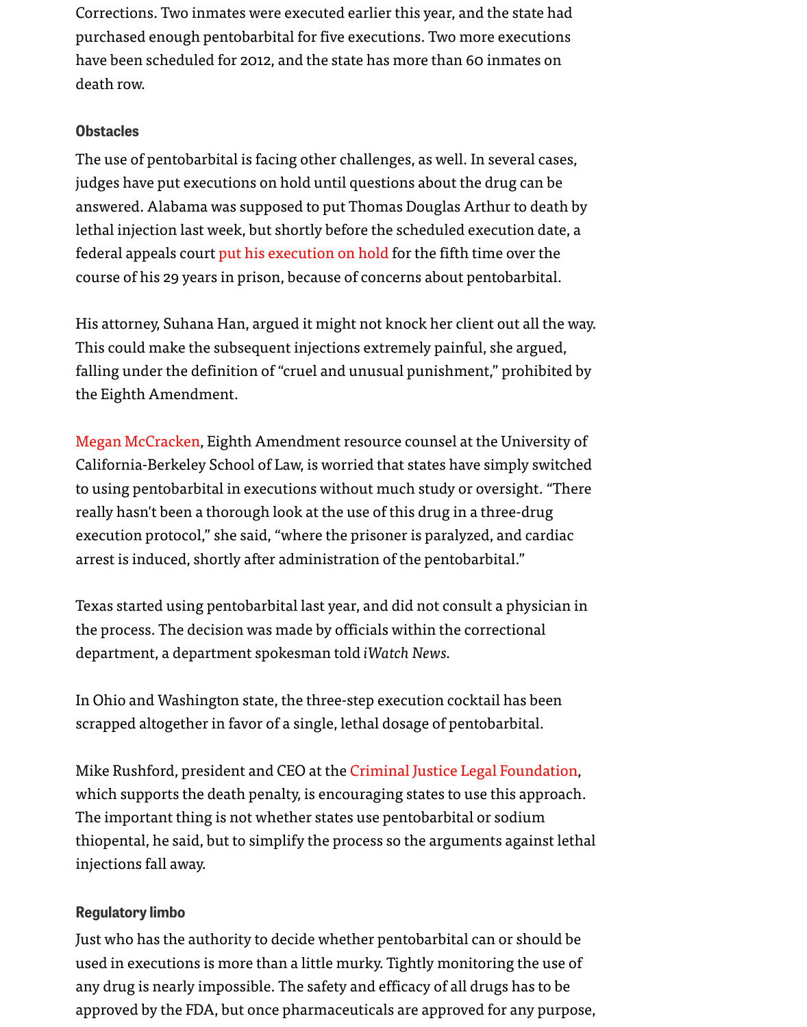Corrections. Two inmates were executed earlier this year, and the state had purchased enough pentobarbital for five executions. Two more executions have been scheduled for 2012, and the state has more than 60 inmates on death row.

### Obstacles

The use of pentobarbital is facing other challenges, as well. In several cases, judges have put executions on hold until questions about the drug can be answered. Alabama was supposed to put Thomas Douglas Arthur to death by lethal injection last week, but shortly before the scheduled execution date, a federal appeals court put his execution on hold for the fifth time over the course of his 29 years in prison, because of concerns about pentobarbital.

His attorney, Suhana Han, argued it might not knock her client out all the way. This could make the subsequent injections extremely painful, she argued, falling under the definition of "cruel and unusual punishment," prohibited by the Eighth Amendment.

Megan McCracken, Eighth Amendment resource counsel at the University of California-Berkeley School of Law, is worried that states have simply switched to using pentobarbital in executions without much study or oversight. "There really hasn't been a thorough look at the use of this drug in a three-drug execution protocol," she said, "where the prisoner is paralyzed, and cardiac arrest is induced, shortly after administration of the pentobarbital."

Texas started using pentobarbital last year, and did not consult a physician in the process. The decision was made by officials within the correctional department, a department spokesman told *iWatch News*.

In Ohio and Washington state, the three-step execution cocktail has been scrapped altogether in favor of a single, lethal dosage of pentobarbital.

Mike Rushford, president and CEO at the Criminal Justice Legal Foundation, which supports the death penalty, is encouraging states to use this approach. The important thing is not whether states use pentobarbital or sodium thiopental, he said, but to simplify the process so the arguments against lethal injections fall away.

### Regulatory limbo

Just who has the authority to decide whether pentobarbital can or should be used in executions is more than a little murky. Tightly monitoring the use of any drug is nearly impossible. The safety and efficacy of all drugs has to be approved by the FDA, but once pharmaceuticals are approved for any purpose,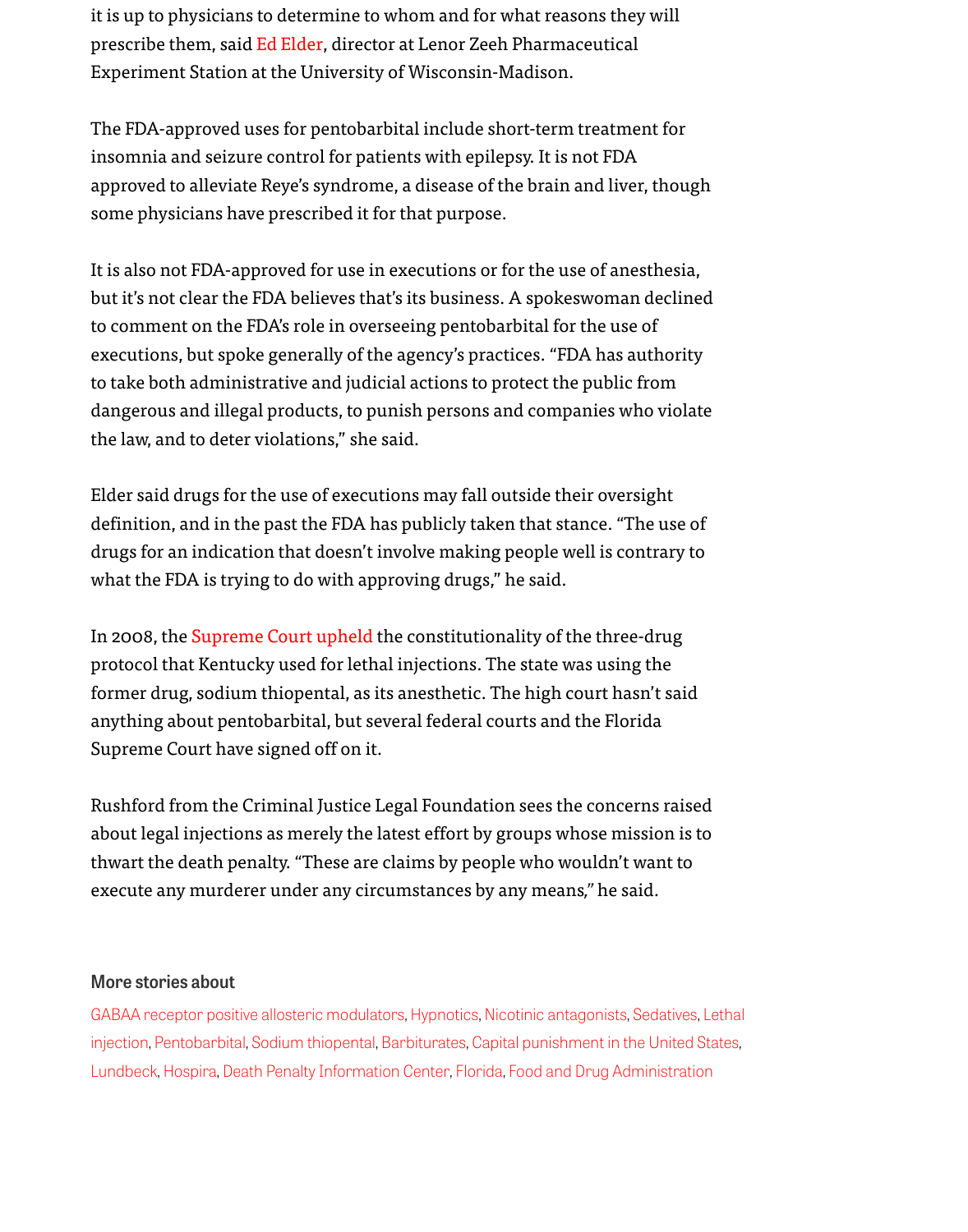it is up to physicians to determine to whom and for what reasons they will prescribe them, said Ed Elder, director at Lenor Zeeh Pharmaceutical Experiment Station at the University of Wisconsin-Madison.

The FDA-approved uses for pentobarbital include short-term treatment for insomnia and seizure control for patients with epilepsy. It is not FDA approved to alleviate Reye's syndrome, a disease of the brain and liver, though some physicians have prescribed it for that purpose.

It is also not FDA-approved for use in executions or for the use of anesthesia, but it's not clear the FDA believes that's its business. A spokeswoman declined to comment on the FDA's role in overseeing pentobarbital for the use of executions, but spoke generally of the agency's practices. "FDA has authority to take both administrative and judicial actions to protect the public from dangerous and illegal products, to punish persons and companies who violate the law, and to deter violations," she said.

Elder said drugs for the use of executions may fall outside their oversight definition, and in the past the FDA has publicly taken that stance. "The use of drugs for an indication that doesn't involve making people well is contrary to what the FDA is trying to do with approving drugs," he said.

In 2008, the Supreme Court upheld the constitutionality of the three-drug protocol that Kentucky used for lethal injections. The state was using the former drug, sodium thiopental, as its anesthetic. The high court hasn't said anything about pentobarbital, but several federal courts and the Florida Supreme Court have signed off on it.

Rushford from the Criminal Justice Legal Foundation sees the concerns raised about legal injections as merely the latest effort by groups whose mission is to thwart the death penalty. "These are claims by people who wouldn't want to execute any murderer under any circumstances by any means," he said.

**More stories about**

GABAA receptor positive allosteric modulators, Hypnotics, Nicotinic antagonists, Sedatives, Lethal injection, Pentobarbital, Sodium thiopental, Barbiturates, Capital punishment in the United States, Lundbeck, Hospira, Death Penalty Information Center, Florida, Food and Drug Administration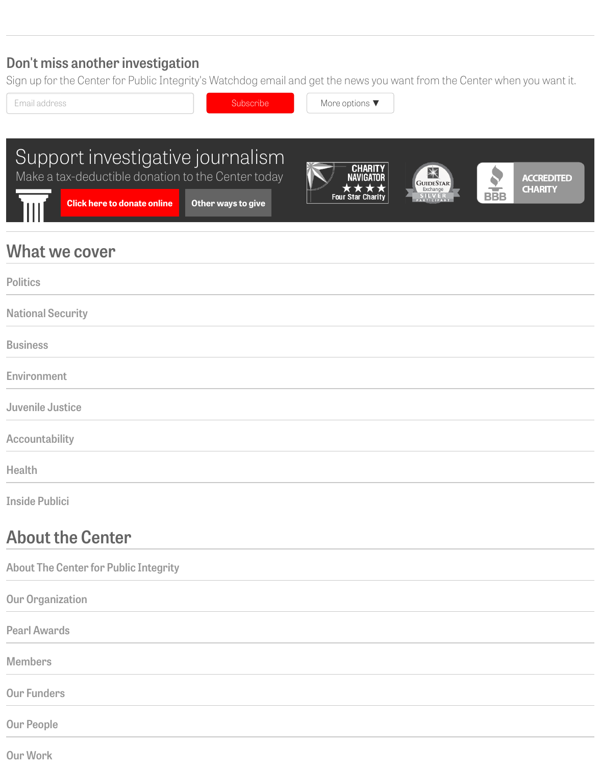## Don't miss another investigation

Sign up for the Center for Public Integrity's Watchdog email and get the news you want from the Center when you want it.

Email address | Subscribe | More options ▼

## Support investigative journalism

Make a tax-deductible donation to the Center today

Click here to donate online | Other ways to give

CHARITY NAVIGATOR ★★★★ Four Star Charity

GUIDESTAR Exchange SILVER PARTICIPANT

BBB ACCREDITED CHARITY

## What we cover

Politics

National Security

Business

Environment

Juvenile Justice

Accountability

Health

Inside Publici

## About the Center

About The Center for Public Integrity

Our Organization

Pearl Awards

Members

Our Funders

Our People

Our Work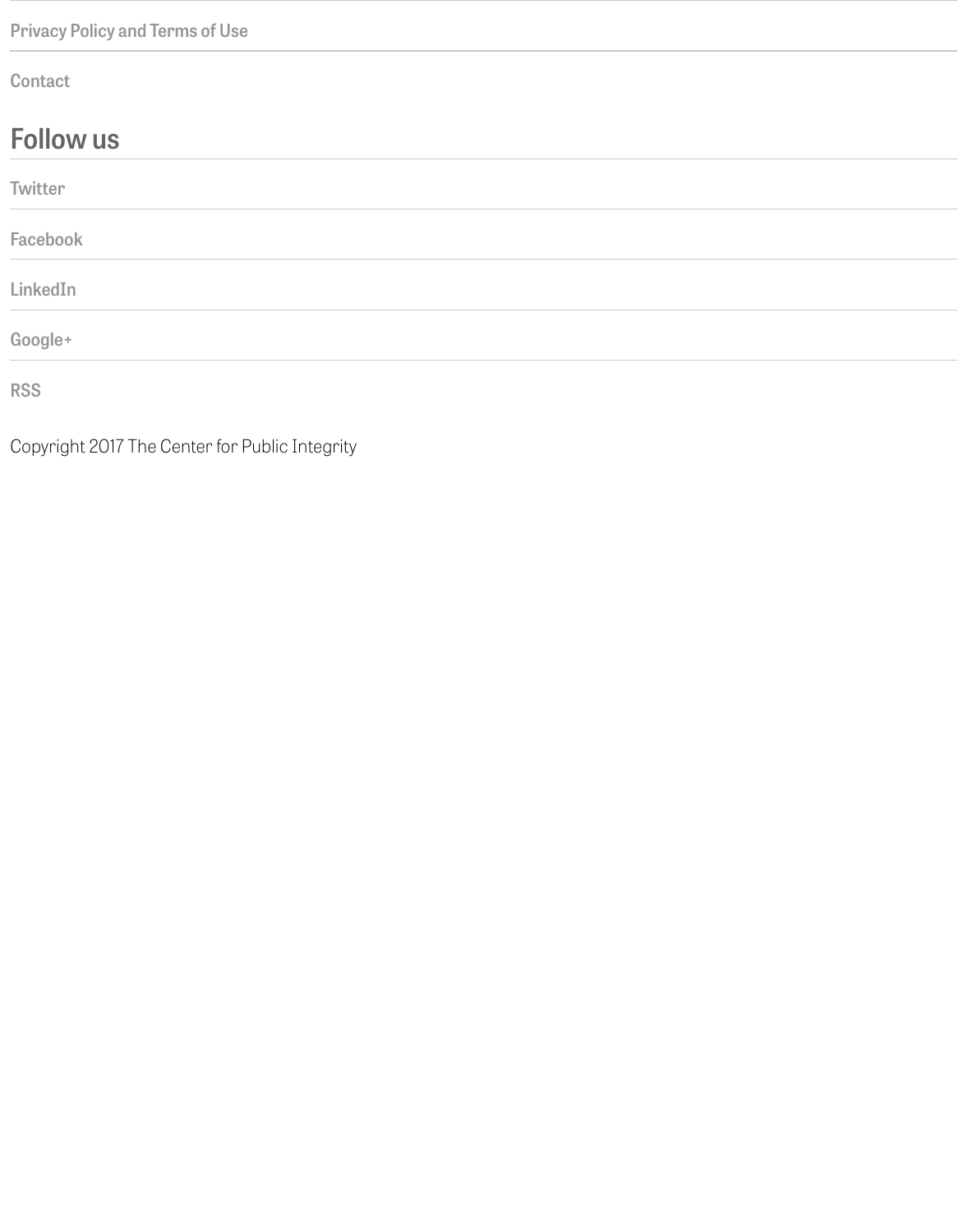Privacy Policy and Terms of Use

Contact

## Follow us

Twitter

Facebook

LinkedIn

Google+

RSS

Copyright 2017 The Center for Public Integrity